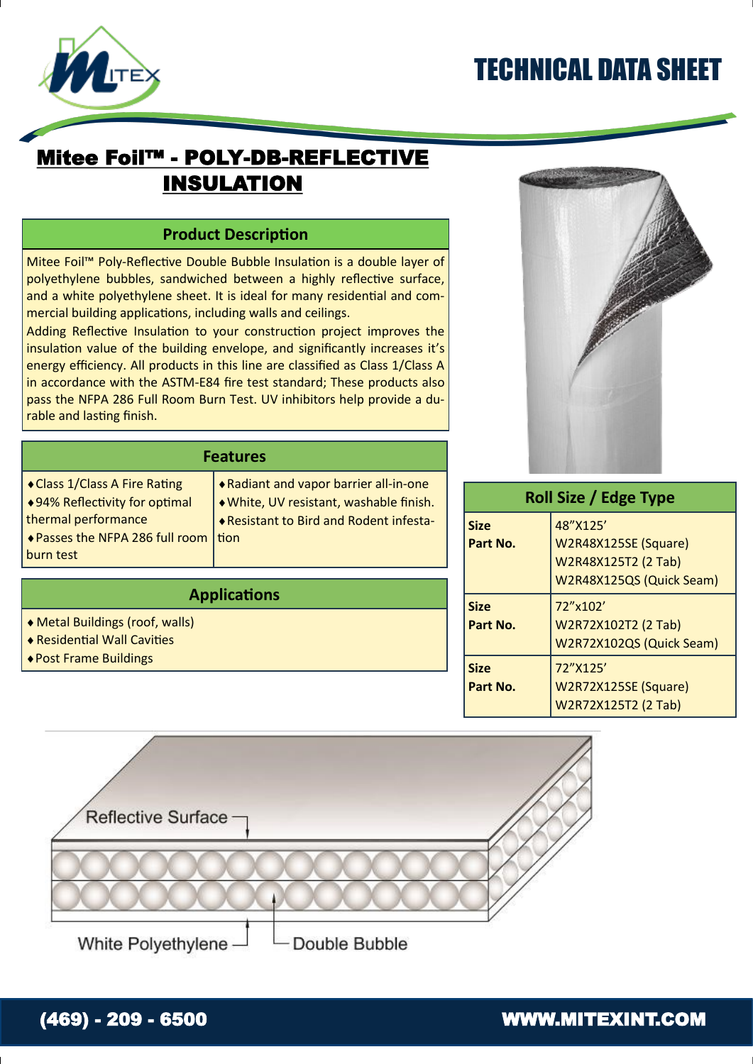# TECHNICAL DATA SHEET

## Mitee Foil™ - POLY-DB-REFLECTIVE INSULATION

### Product Description

Mitee Foil™ Poly-Reflective Double Bubble Insulation is a double layer of polyethylene bubbles, sandwiched between a highly reflective surface, and a white polyethylene sheet. It is ideal for many residential and commercial building applications, including walls and ceilings.

Adding Reflective Insulation to your construction project improves the insulation value of the building envelope, and significantly increases it's energy efficiency. All products in this line are classified as Class 1/Class A in accordance with the ASTM-E84 fire test standard; These products also pass the NFPA 286 Full Room Burn Test. UV inhibitors help provide a durable and lasting finish.

### Features

- Class 1/Class A Fire Rating
- 94% Reflectivity for optimal thermal performance
- Passes the NFPA 286 full room burn test
- Radiant and vapor barrier all-in-one
- White, UV resistant, washable finish.
- Resistant to Bird and Rodent infestation

### Applications

- Metal Buildings (roof, walls)
- Residential Wall Cavities
- Post Frame Buildings

### Roll Size / Edge Type

| | |
|---|---|
| **Size** | 48"X125' |
| **Part No.** | W2R48X125SE (Square)<br>W2R48X125T2 (2 Tab)<br>W2R48X125QS (Quick Seam) |
| **Size** | 72"x102' |
| **Part No.** | W2R72X102T2 (2 Tab)<br>W2R72X102QS (Quick Seam) |
| **Size** | 72"X125' |
| **Part No.** | W2R72X125SE (Square)<br>W2R72X125T2 (2 Tab) |

Reflective Surface

White Polyethylene

Double Bubble

(469) - 209 - 6500 WWW.MITEXINT.COM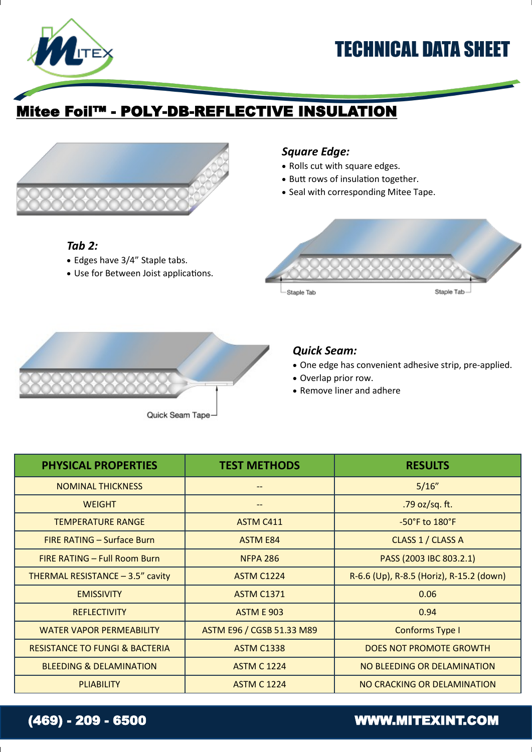# TECHNICAL DATA SHEET

## Mitee Foil™ - POLY-DB-REFLECTIVE INSULATION

### *Square Edge:*

- Rolls cut with square edges.
- Butt rows of insulation together.
- Seal with corresponding Mitee Tape.

### *Tab 2:*

- Edges have 3/4" Staple tabs.
- Use for Between Joist applications.

Staple Tab

Staple Tab

### *Quick Seam:*

- One edge has convenient adhesive strip, pre-applied.
- Overlap prior row.
- Remove liner and adhere

Quick Seam Tape

| PHYSICAL PROPERTIES | TEST METHODS | RESULTS |
|---|---|---|
| NOMINAL THICKNESS | -- | 5/16" |
| WEIGHT | -- | .79 oz/sq. ft. |
| TEMPERATURE RANGE | ASTM C411 | -50°F to 180°F |
| FIRE RATING – Surface Burn | ASTM E84 | CLASS 1 / CLASS A |
| FIRE RATING – Full Room Burn | NFPA 286 | PASS (2003 IBC 803.2.1) |
| THERMAL RESISTANCE – 3.5" cavity | ASTM C1224 | R-6.6 (Up), R-8.5 (Horiz), R-15.2 (down) |
| EMISSIVITY | ASTM C1371 | 0.06 |
| REFLECTIVITY | ASTM E 903 | 0.94 |
| WATER VAPOR PERMEABILITY | ASTM E96 / CGSB 51.33 M89 | Conforms Type I |
| RESISTANCE TO FUNGI & BACTERIA | ASTM C1338 | DOES NOT PROMOTE GROWTH |
| BLEEDING & DELAMINATION | ASTM C 1224 | NO BLEEDING OR DELAMINATION |
| PLIABILITY | ASTM C 1224 | NO CRACKING OR DELAMINATION |

**(469) - 209 - 6500** **WWW.MITEXINT.COM**